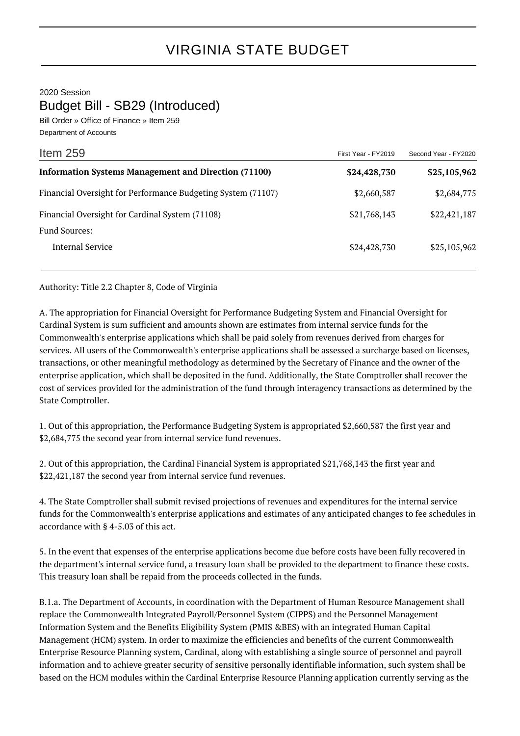# VIRGINIA STATE BUDGET

2020 Session

## Budget Bill - SB29 (Introduced)

Bill Order » Office of Finance » Item 259

Department of Accounts

| Item 259 | First Year - FY2019 | Second Year - FY2020 |
|---|---|---|
| **Information Systems Management and Direction (71100)** | **$24,428,730** | **$25,105,962** |
| Financial Oversight for Performance Budgeting System (71107) | $2,660,587 | $2,684,775 |
| Financial Oversight for Cardinal System (71108) | $21,768,143 | $22,421,187 |
| Fund Sources: | | |
| Internal Service | $24,428,730 | $25,105,962 |

Authority: Title 2.2 Chapter 8, Code of Virginia

A. The appropriation for Financial Oversight for Performance Budgeting System and Financial Oversight for Cardinal System is sum sufficient and amounts shown are estimates from internal service funds for the Commonwealth's enterprise applications which shall be paid solely from revenues derived from charges for services. All users of the Commonwealth's enterprise applications shall be assessed a surcharge based on licenses, transactions, or other meaningful methodology as determined by the Secretary of Finance and the owner of the enterprise application, which shall be deposited in the fund. Additionally, the State Comptroller shall recover the cost of services provided for the administration of the fund through interagency transactions as determined by the State Comptroller.

1. Out of this appropriation, the Performance Budgeting System is appropriated $2,660,587 the first year and $2,684,775 the second year from internal service fund revenues.

2. Out of this appropriation, the Cardinal Financial System is appropriated $21,768,143 the first year and $22,421,187 the second year from internal service fund revenues.

4. The State Comptroller shall submit revised projections of revenues and expenditures for the internal service funds for the Commonwealth's enterprise applications and estimates of any anticipated changes to fee schedules in accordance with § 4-5.03 of this act.

5. In the event that expenses of the enterprise applications become due before costs have been fully recovered in the department's internal service fund, a treasury loan shall be provided to the department to finance these costs. This treasury loan shall be repaid from the proceeds collected in the funds.

B.1.a. The Department of Accounts, in coordination with the Department of Human Resource Management shall replace the Commonwealth Integrated Payroll/Personnel System (CIPPS) and the Personnel Management Information System and the Benefits Eligibility System (PMIS &BES) with an integrated Human Capital Management (HCM) system. In order to maximize the efficiencies and benefits of the current Commonwealth Enterprise Resource Planning system, Cardinal, along with establishing a single source of personnel and payroll information and to achieve greater security of sensitive personally identifiable information, such system shall be based on the HCM modules within the Cardinal Enterprise Resource Planning application currently serving as the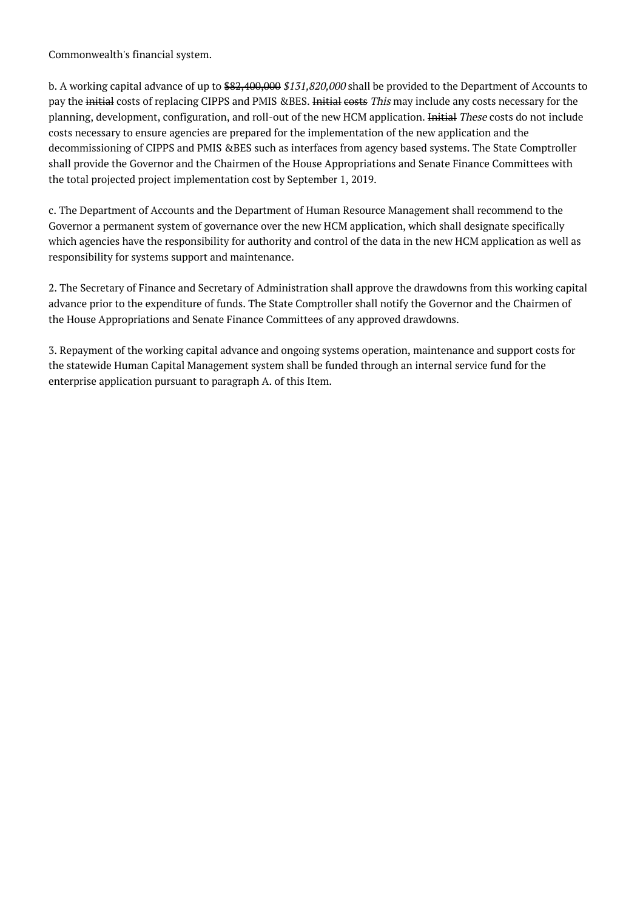Commonwealth's financial system.

b. A working capital advance of up to ~~$82,400,000~~ *$131,820,000* shall be provided to the Department of Accounts to pay the ~~initial~~ costs of replacing CIPPS and PMIS &BES. ~~Initial costs~~ *This* may include any costs necessary for the planning, development, configuration, and roll-out of the new HCM application. ~~Initial~~ *These* costs do not include costs necessary to ensure agencies are prepared for the implementation of the new application and the decommissioning of CIPPS and PMIS &BES such as interfaces from agency based systems. The State Comptroller shall provide the Governor and the Chairmen of the House Appropriations and Senate Finance Committees with the total projected project implementation cost by September 1, 2019.

c. The Department of Accounts and the Department of Human Resource Management shall recommend to the Governor a permanent system of governance over the new HCM application, which shall designate specifically which agencies have the responsibility for authority and control of the data in the new HCM application as well as responsibility for systems support and maintenance.

2. The Secretary of Finance and Secretary of Administration shall approve the drawdowns from this working capital advance prior to the expenditure of funds. The State Comptroller shall notify the Governor and the Chairmen of the House Appropriations and Senate Finance Committees of any approved drawdowns.

3. Repayment of the working capital advance and ongoing systems operation, maintenance and support costs for the statewide Human Capital Management system shall be funded through an internal service fund for the enterprise application pursuant to paragraph A. of this Item.